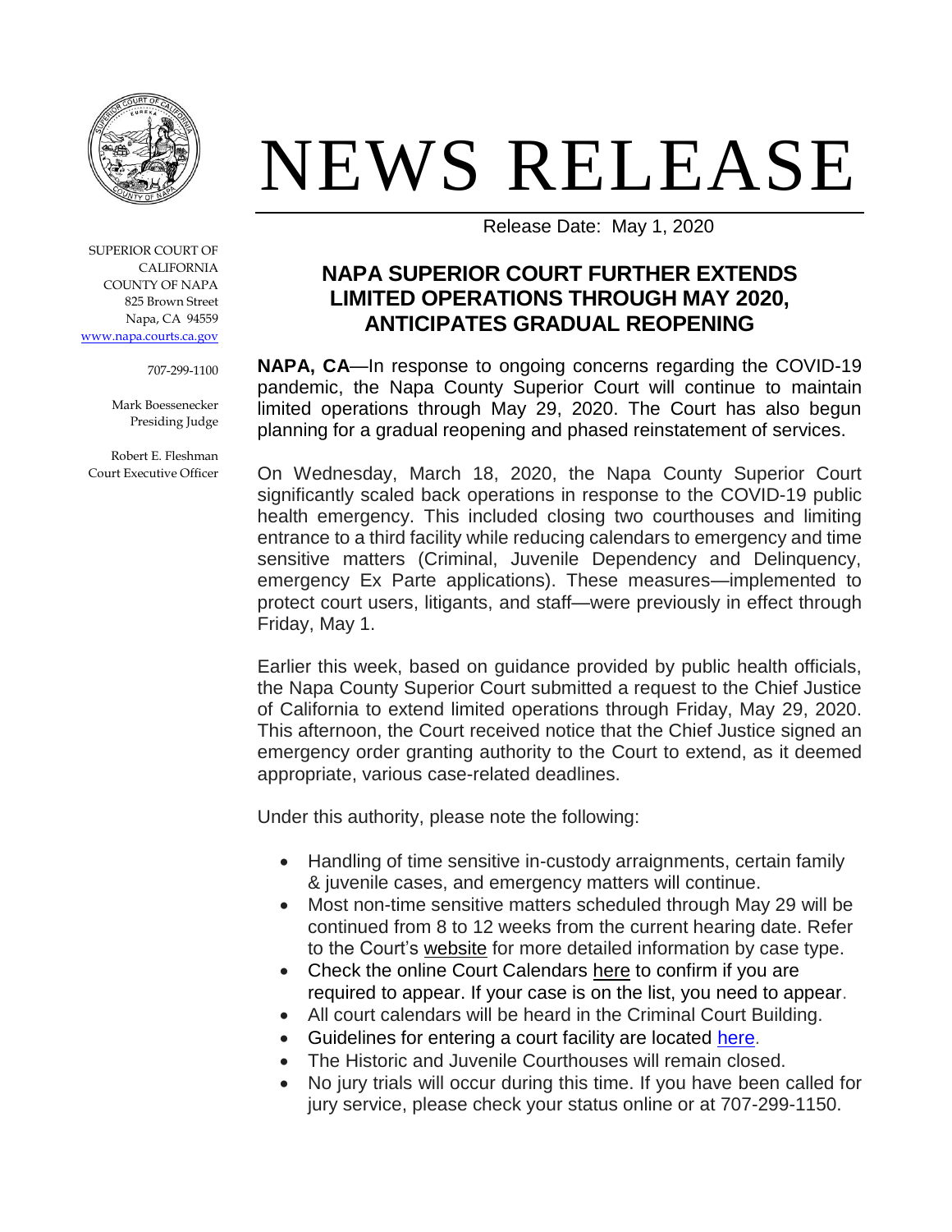# NEWS RELEASE

Release Date: May 1, 2020

SUPERIOR COURT OF CALIFORNIA
COUNTY OF NAPA
825 Brown Street
Napa, CA 94559
www.napa.courts.ca.gov

707-299-1100

Mark Boessenecker
Presiding Judge

Robert E. Fleshman
Court Executive Officer

## NAPA SUPERIOR COURT FURTHER EXTENDS LIMITED OPERATIONS THROUGH MAY 2020, ANTICIPATES GRADUAL REOPENING

**NAPA, CA**—In response to ongoing concerns regarding the COVID-19 pandemic, the Napa County Superior Court will continue to maintain limited operations through May 29, 2020. The Court has also begun planning for a gradual reopening and phased reinstatement of services.

On Wednesday, March 18, 2020, the Napa County Superior Court significantly scaled back operations in response to the COVID-19 public health emergency. This included closing two courthouses and limiting entrance to a third facility while reducing calendars to emergency and time sensitive matters (Criminal, Juvenile Dependency and Delinquency, emergency Ex Parte applications). These measures—implemented to protect court users, litigants, and staff—were previously in effect through Friday, May 1.

Earlier this week, based on guidance provided by public health officials, the Napa County Superior Court submitted a request to the Chief Justice of California to extend limited operations through Friday, May 29, 2020. This afternoon, the Court received notice that the Chief Justice signed an emergency order granting authority to the Court to extend, as it deemed appropriate, various case-related deadlines.

Under this authority, please note the following:

- Handling of time sensitive in-custody arraignments, certain family & juvenile cases, and emergency matters will continue.
- Most non-time sensitive matters scheduled through May 29 will be continued from 8 to 12 weeks from the current hearing date. Refer to the Court's website for more detailed information by case type.
- Check the online Court Calendars here to confirm if you are required to appear. If your case is on the list, you need to appear.
- All court calendars will be heard in the Criminal Court Building.
- Guidelines for entering a court facility are located here.
- The Historic and Juvenile Courthouses will remain closed.
- No jury trials will occur during this time. If you have been called for jury service, please check your status online or at 707-299-1150.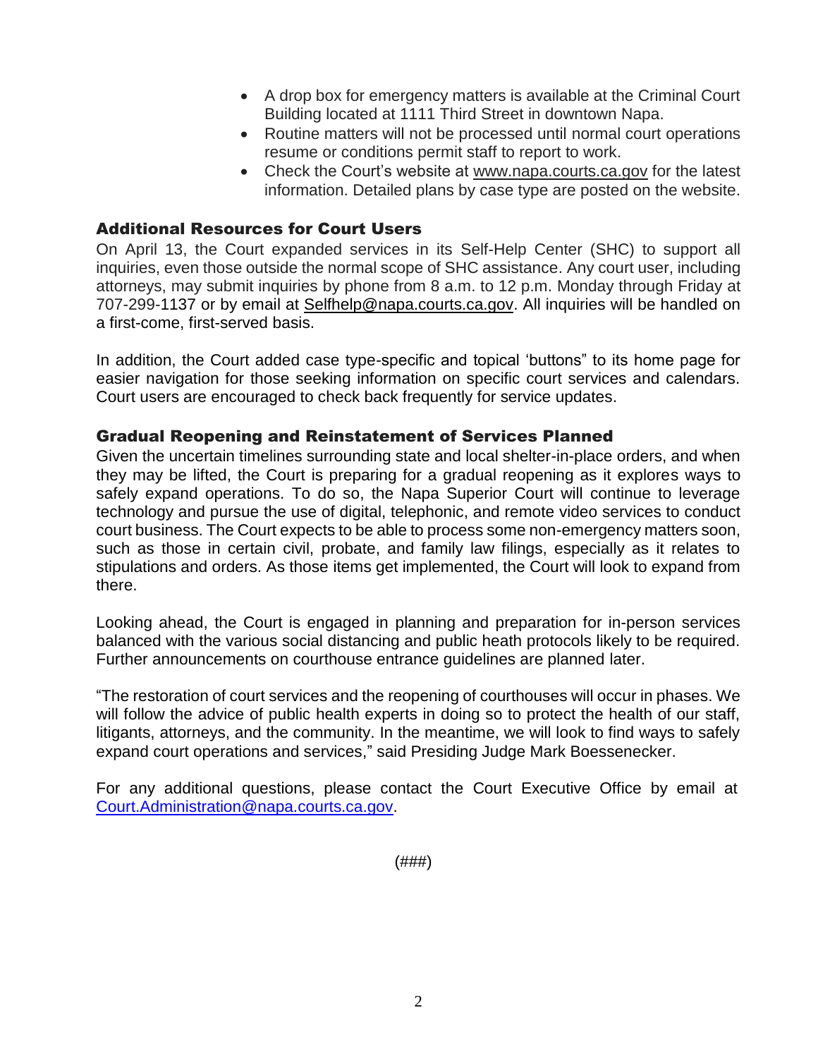- A drop box for emergency matters is available at the Criminal Court Building located at 1111 Third Street in downtown Napa.
- Routine matters will not be processed until normal court operations resume or conditions permit staff to report to work.
- Check the Court's website at www.napa.courts.ca.gov for the latest information. Detailed plans by case type are posted on the website.

## Additional Resources for Court Users

On April 13, the Court expanded services in its Self-Help Center (SHC) to support all inquiries, even those outside the normal scope of SHC assistance. Any court user, including attorneys, may submit inquiries by phone from 8 a.m. to 12 p.m. Monday through Friday at 707-299-1137 or by email at Selfhelp@napa.courts.ca.gov. All inquiries will be handled on a first-come, first-served basis.

In addition, the Court added case type-specific and topical 'buttons" to its home page for easier navigation for those seeking information on specific court services and calendars. Court users are encouraged to check back frequently for service updates.

## Gradual Reopening and Reinstatement of Services Planned

Given the uncertain timelines surrounding state and local shelter-in-place orders, and when they may be lifted, the Court is preparing for a gradual reopening as it explores ways to safely expand operations. To do so, the Napa Superior Court will continue to leverage technology and pursue the use of digital, telephonic, and remote video services to conduct court business. The Court expects to be able to process some non-emergency matters soon, such as those in certain civil, probate, and family law filings, especially as it relates to stipulations and orders. As those items get implemented, the Court will look to expand from there.

Looking ahead, the Court is engaged in planning and preparation for in-person services balanced with the various social distancing and public heath protocols likely to be required. Further announcements on courthouse entrance guidelines are planned later.

"The restoration of court services and the reopening of courthouses will occur in phases. We will follow the advice of public health experts in doing so to protect the health of our staff, litigants, attorneys, and the community. In the meantime, we will look to find ways to safely expand court operations and services," said Presiding Judge Mark Boessenecker.

For any additional questions, please contact the Court Executive Office by email at Court.Administration@napa.courts.ca.gov.

(###)